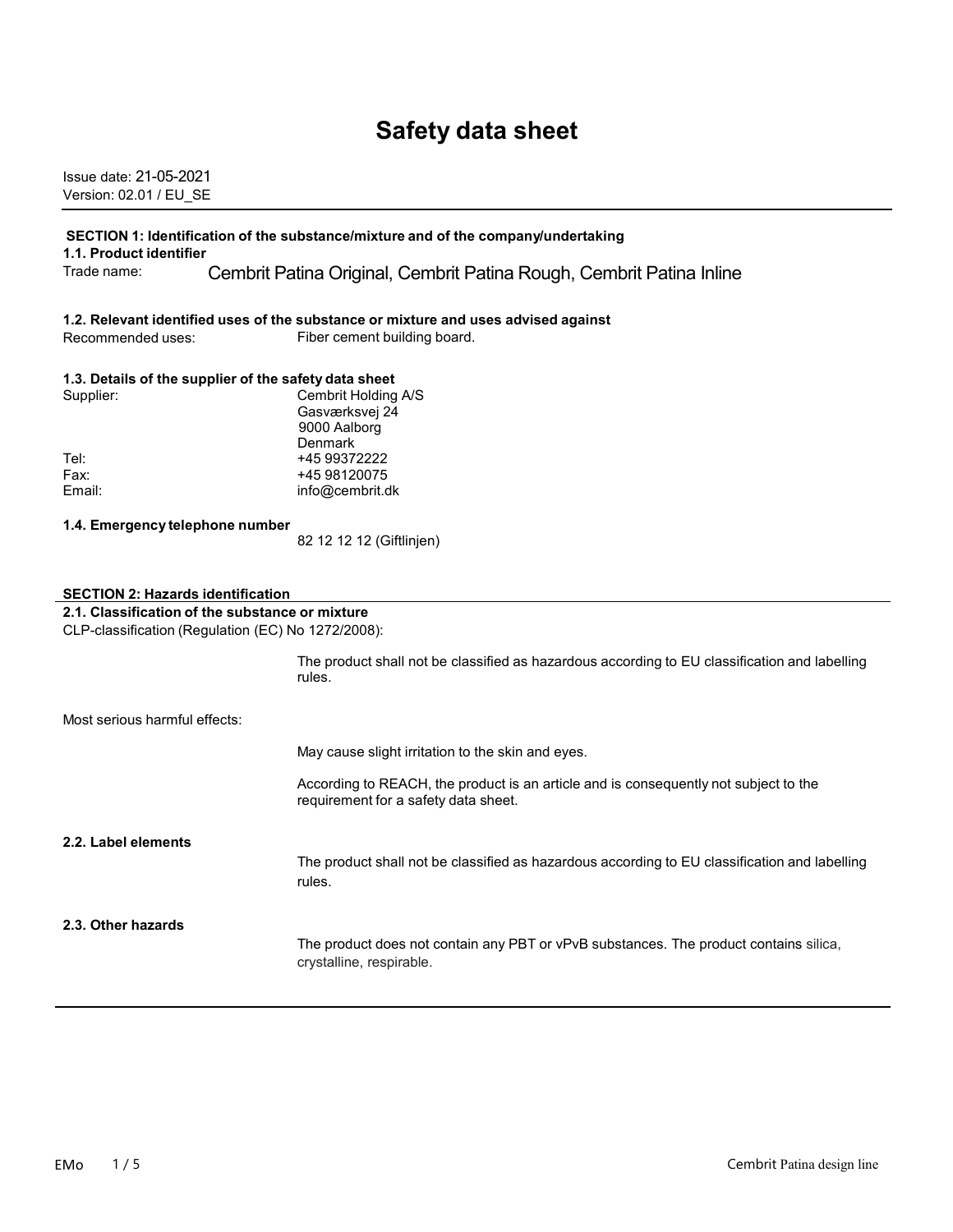# Safety data sheet

Issue date: 21-05-2021
Version: 02.01 / EU_SE

## SECTION 1: Identification of the substance/mixture and of the company/undertaking

### 1.1. Product identifier

Trade name: Cembrit Patina Original, Cembrit Patina Rough, Cembrit Patina Inline

### 1.2. Relevant identified uses of the substance or mixture and uses advised against

Recommended uses: Fiber cement building board.

### 1.3. Details of the supplier of the safety data sheet

Supplier: Cembrit Holding A/S
Gasværksvej 24
9000 Aalborg
Denmark

Tel: +45 99372222
Fax: +45 98120075
Email: info@cembrit.dk

### 1.4. Emergency telephone number

82 12 12 12 (Giftlinjen)

## SECTION 2: Hazards identification

### 2.1. Classification of the substance or mixture

CLP-classification (Regulation (EC) No 1272/2008):

The product shall not be classified as hazardous according to EU classification and labelling rules.

Most serious harmful effects:

May cause slight irritation to the skin and eyes.

According to REACH, the product is an article and is consequently not subject to the requirement for a safety data sheet.

### 2.2. Label elements

The product shall not be classified as hazardous according to EU classification and labelling rules.

### 2.3. Other hazards

The product does not contain any PBT or vPvB substances. The product contains silica, crystalline, respirable.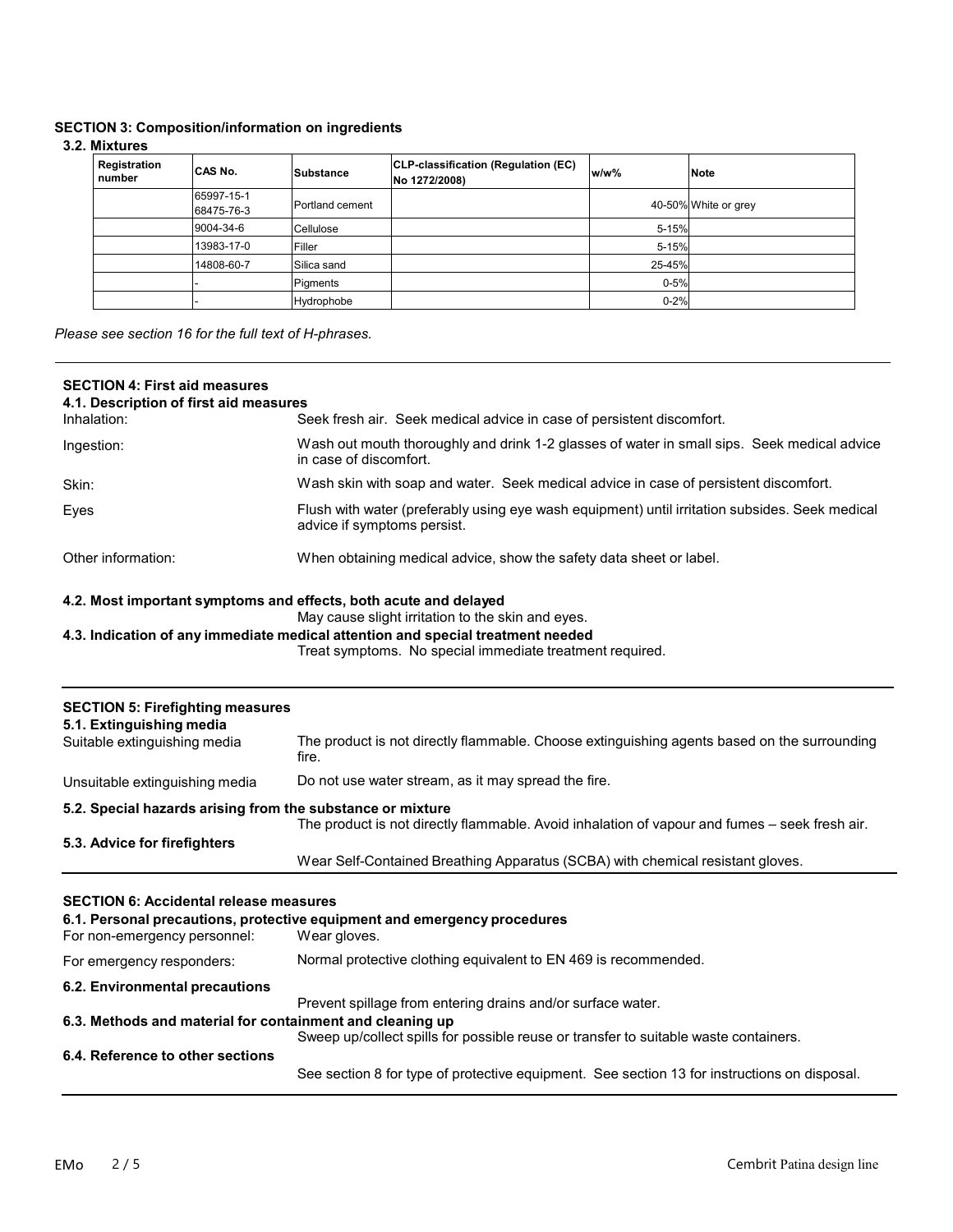## SECTION 3: Composition/information on ingredients

### 3.2. Mixtures

| Registration number | CAS No. | Substance | CLP-classification (Regulation (EC) No 1272/2008) | w/w% | Note |
|---|---|---|---|---|---|
| | 65997-15-1 68475-76-3 | Portland cement | | 40-50% | White or grey |
| | 9004-34-6 | Cellulose | | 5-15% | |
| | 13983-17-0 | Filler | | 5-15% | |
| | 14808-60-7 | Silica sand | | 25-45% | |
| | - | Pigments | | 0-5% | |
| | - | Hydrophobe | | 0-2% | |

*Please see section 16 for the full text of H-phrases.*

## SECTION 4: First aid measures

### 4.1. Description of first aid measures

Inhalation: Seek fresh air. Seek medical advice in case of persistent discomfort.

Ingestion: Wash out mouth thoroughly and drink 1-2 glasses of water in small sips. Seek medical advice in case of discomfort.

Skin: Wash skin with soap and water. Seek medical advice in case of persistent discomfort.

Eyes: Flush with water (preferably using eye wash equipment) until irritation subsides. Seek medical advice if symptoms persist.

Other information: When obtaining medical advice, show the safety data sheet or label.

### 4.2. Most important symptoms and effects, both acute and delayed

May cause slight irritation to the skin and eyes.

### 4.3. Indication of any immediate medical attention and special treatment needed

Treat symptoms. No special immediate treatment required.

## SECTION 5: Firefighting measures

### 5.1. Extinguishing media

Suitable extinguishing media: The product is not directly flammable. Choose extinguishing agents based on the surrounding fire.

Unsuitable extinguishing media: Do not use water stream, as it may spread the fire.

### 5.2. Special hazards arising from the substance or mixture

The product is not directly flammable. Avoid inhalation of vapour and fumes – seek fresh air.

### 5.3. Advice for firefighters

Wear Self-Contained Breathing Apparatus (SCBA) with chemical resistant gloves.

## SECTION 6: Accidental release measures

### 6.1. Personal precautions, protective equipment and emergency procedures

For non-emergency personnel: Wear gloves.

For emergency responders: Normal protective clothing equivalent to EN 469 is recommended.

### 6.2. Environmental precautions

Prevent spillage from entering drains and/or surface water.

### 6.3. Methods and material for containment and cleaning up

Sweep up/collect spills for possible reuse or transfer to suitable waste containers.

### 6.4. Reference to other sections

See section 8 for type of protective equipment. See section 13 for instructions on disposal.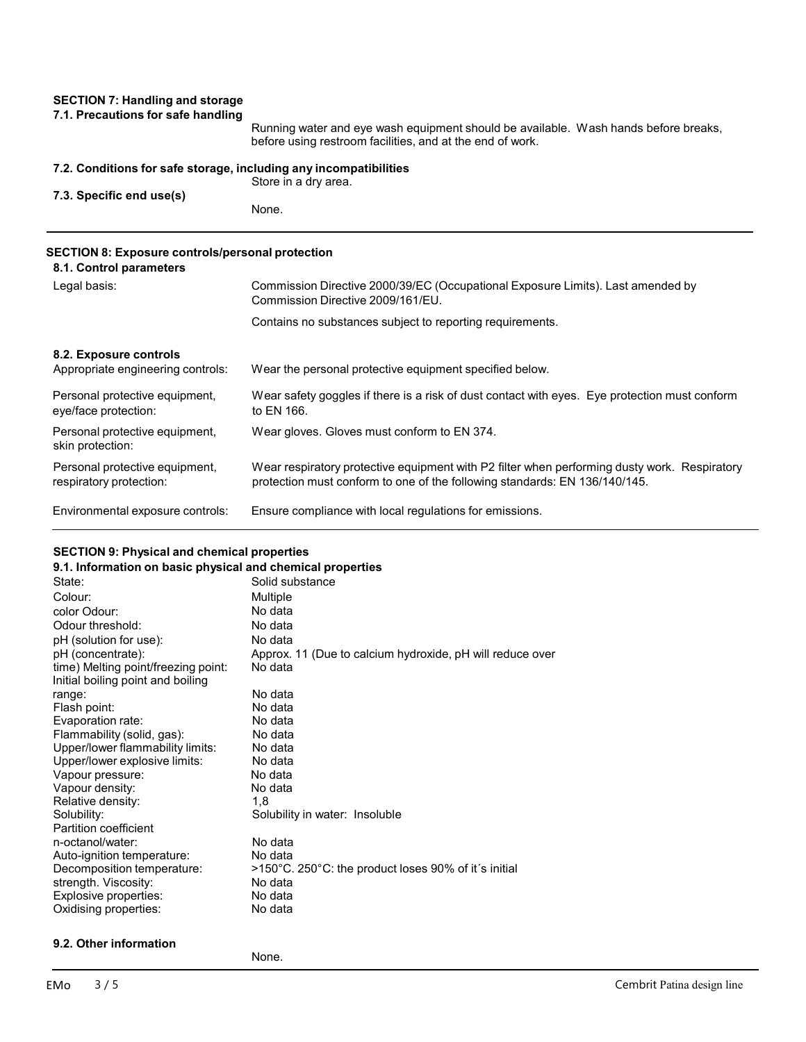## SECTION 7: Handling and storage

### 7.1. Precautions for safe handling

Running water and eye wash equipment should be available. Wash hands before breaks, before using restroom facilities, and at the end of work.

### 7.2. Conditions for safe storage, including any incompatibilities

Store in a dry area.

### 7.3. Specific end use(s)

None.

## SECTION 8: Exposure controls/personal protection

### 8.1. Control parameters

| | |
|---|---|
| Legal basis: | Commission Directive 2000/39/EC (Occupational Exposure Limits). Last amended by Commission Directive 2009/161/EU. |
| | Contains no substances subject to reporting requirements. |

### 8.2. Exposure controls

| | |
|---|---|
| Appropriate engineering controls: | Wear the personal protective equipment specified below. |
| Personal protective equipment, eye/face protection: | Wear safety goggles if there is a risk of dust contact with eyes. Eye protection must conform to EN 166. |
| Personal protective equipment, skin protection: | Wear gloves. Gloves must conform to EN 374. |
| Personal protective equipment, respiratory protection: | Wear respiratory protective equipment with P2 filter when performing dusty work. Respiratory protection must conform to one of the following standards: EN 136/140/145. |
| Environmental exposure controls: | Ensure compliance with local regulations for emissions. |

## SECTION 9: Physical and chemical properties

### 9.1. Information on basic physical and chemical properties

| | |
|---|---|
| State: | Solid substance |
| Colour: | Multiple |
| color Odour: | No data |
| Odour threshold: | No data |
| pH (solution for use): | No data |
| pH (concentrate): | Approx. 11 (Due to calcium hydroxide, pH will reduce over |
| time) Melting point/freezing point: | No data |
| Initial boiling point and boiling range: | No data |
| Flash point: | No data |
| Evaporation rate: | No data |
| Flammability (solid, gas): | No data |
| Upper/lower flammability limits: | No data |
| Upper/lower explosive limits: | No data |
| Vapour pressure: | No data |
| Vapour density: | No data |
| Relative density: | 1,8 |
| Solubility: | Solubility in water: Insoluble |
| Partition coefficient n-octanol/water: | No data |
| Auto-ignition temperature: | No data |
| Decomposition temperature: | >150°C. 250°C: the product loses 90% of it´s initial |
| strength. Viscosity: | No data |
| Explosive properties: | No data |
| Oxidising properties: | No data |

### 9.2. Other information

None.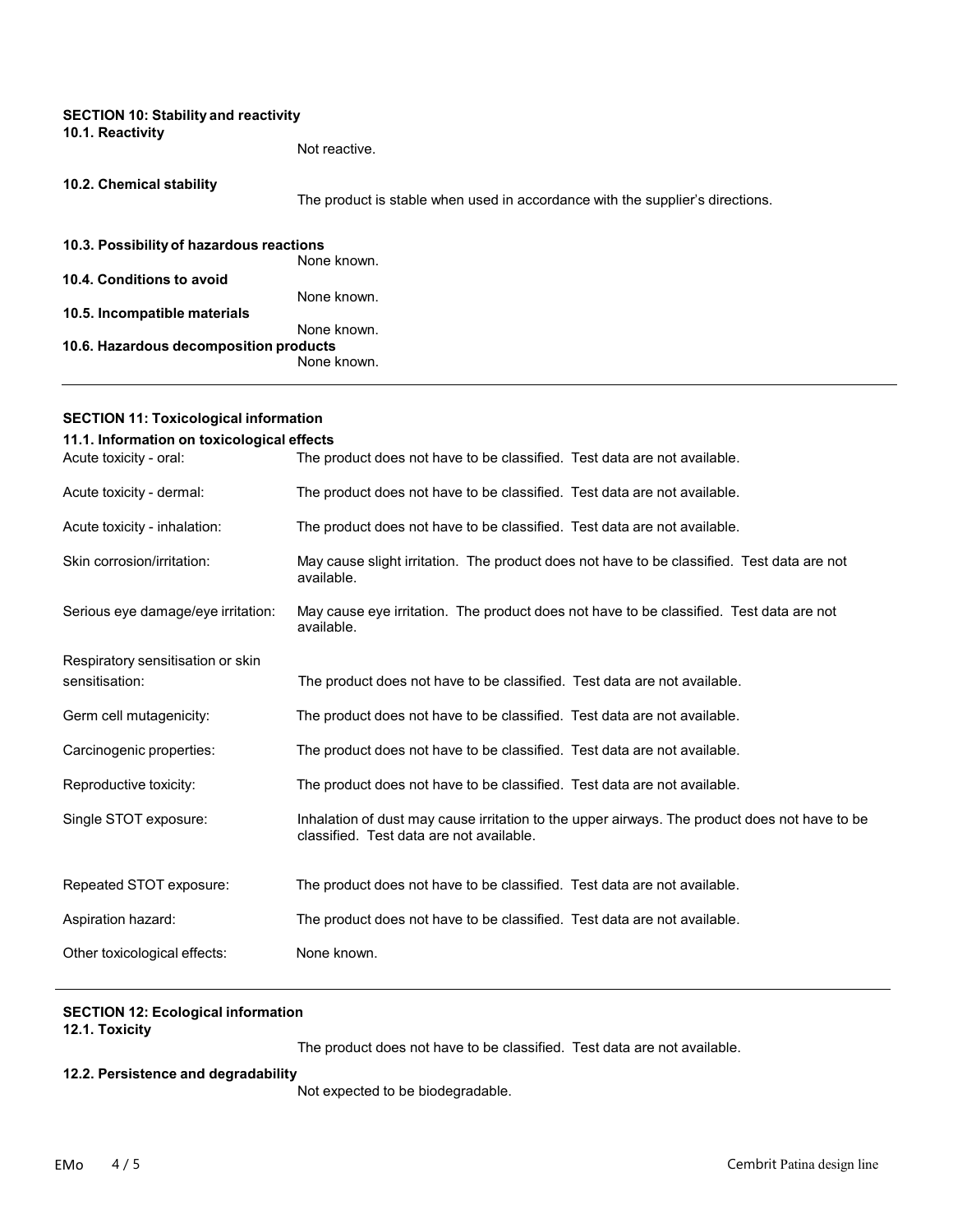## SECTION 10: Stability and reactivity

### 10.1. Reactivity

Not reactive.

### 10.2. Chemical stability

The product is stable when used in accordance with the supplier's directions.

### 10.3. Possibility of hazardous reactions

None known.

### 10.4. Conditions to avoid

None known.

### 10.5. Incompatible materials

None known.

### 10.6. Hazardous decomposition products

None known.

---

## SECTION 11: Toxicological information

### 11.1. Information on toxicological effects

| | |
|---|---|
| Acute toxicity - oral: | The product does not have to be classified. Test data are not available. |
| Acute toxicity - dermal: | The product does not have to be classified. Test data are not available. |
| Acute toxicity - inhalation: | The product does not have to be classified. Test data are not available. |
| Skin corrosion/irritation: | May cause slight irritation. The product does not have to be classified. Test data are not available. |
| Serious eye damage/eye irritation: | May cause eye irritation. The product does not have to be classified. Test data are not available. |
| Respiratory sensitisation or skin sensitisation: | The product does not have to be classified. Test data are not available. |
| Germ cell mutagenicity: | The product does not have to be classified. Test data are not available. |
| Carcinogenic properties: | The product does not have to be classified. Test data are not available. |
| Reproductive toxicity: | The product does not have to be classified. Test data are not available. |
| Single STOT exposure: | Inhalation of dust may cause irritation to the upper airways. The product does not have to be classified. Test data are not available. |
| Repeated STOT exposure: | The product does not have to be classified. Test data are not available. |
| Aspiration hazard: | The product does not have to be classified. Test data are not available. |
| Other toxicological effects: | None known. |

---

## SECTION 12: Ecological information

### 12.1. Toxicity

The product does not have to be classified. Test data are not available.

### 12.2. Persistence and degradability

Not expected to be biodegradable.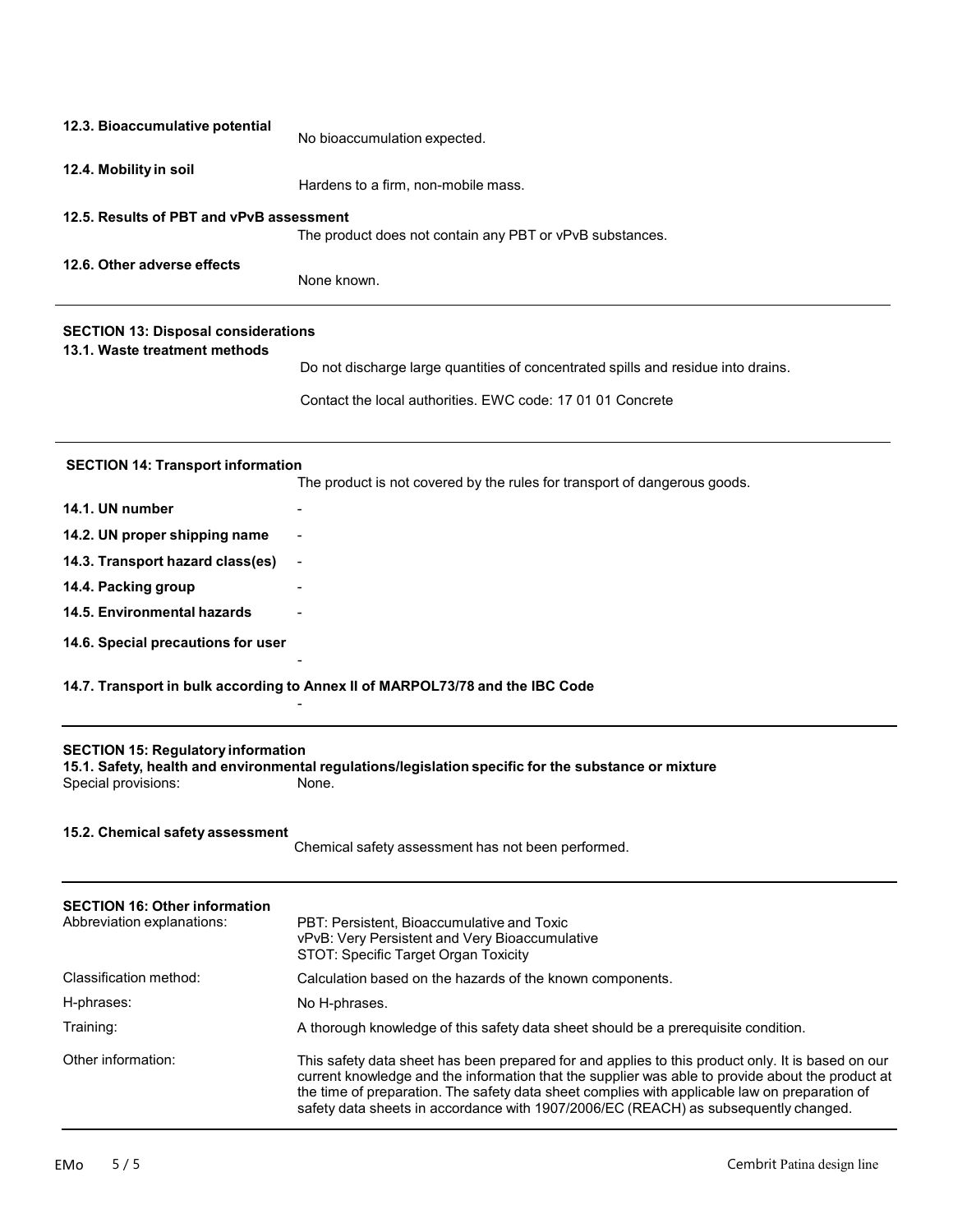**12.3. Bioaccumulative potential**

No bioaccumulation expected.

**12.4. Mobility in soil**

Hardens to a firm, non-mobile mass.

**12.5. Results of PBT and vPvB assessment**

The product does not contain any PBT or vPvB substances.

**12.6. Other adverse effects**

None known.

---

## SECTION 13: Disposal considerations

**13.1. Waste treatment methods**

Do not discharge large quantities of concentrated spills and residue into drains.

Contact the local authorities. EWC code: 17 01 01 Concrete

---

## SECTION 14: Transport information

The product is not covered by the rules for transport of dangerous goods.

| | |
|---|---|
| **14.1. UN number** | - |
| **14.2. UN proper shipping name** | - |
| **14.3. Transport hazard class(es)** | - |
| **14.4. Packing group** | - |
| **14.5. Environmental hazards** | - |
| **14.6. Special precautions for user** | - |

**14.7. Transport in bulk according to Annex II of MARPOL73/78 and the IBC Code**

-

---

## SECTION 15: Regulatory information

**15.1. Safety, health and environmental regulations/legislation specific for the substance or mixture**

Special provisions: None.

**15.2. Chemical safety assessment**

Chemical safety assessment has not been performed.

---

## SECTION 16: Other information

| | |
|---|---|
| Abbreviation explanations: | PBT: Persistent, Bioaccumulative and Toxic<br>vPvB: Very Persistent and Very Bioaccumulative<br>STOT: Specific Target Organ Toxicity |
| Classification method: | Calculation based on the hazards of the known components. |
| H-phrases: | No H-phrases. |
| Training: | A thorough knowledge of this safety data sheet should be a prerequisite condition. |
| Other information: | This safety data sheet has been prepared for and applies to this product only. It is based on our current knowledge and the information that the supplier was able to provide about the product at the time of preparation. The safety data sheet complies with applicable law on preparation of safety data sheets in accordance with 1907/2006/EC (REACH) as subsequently changed. |